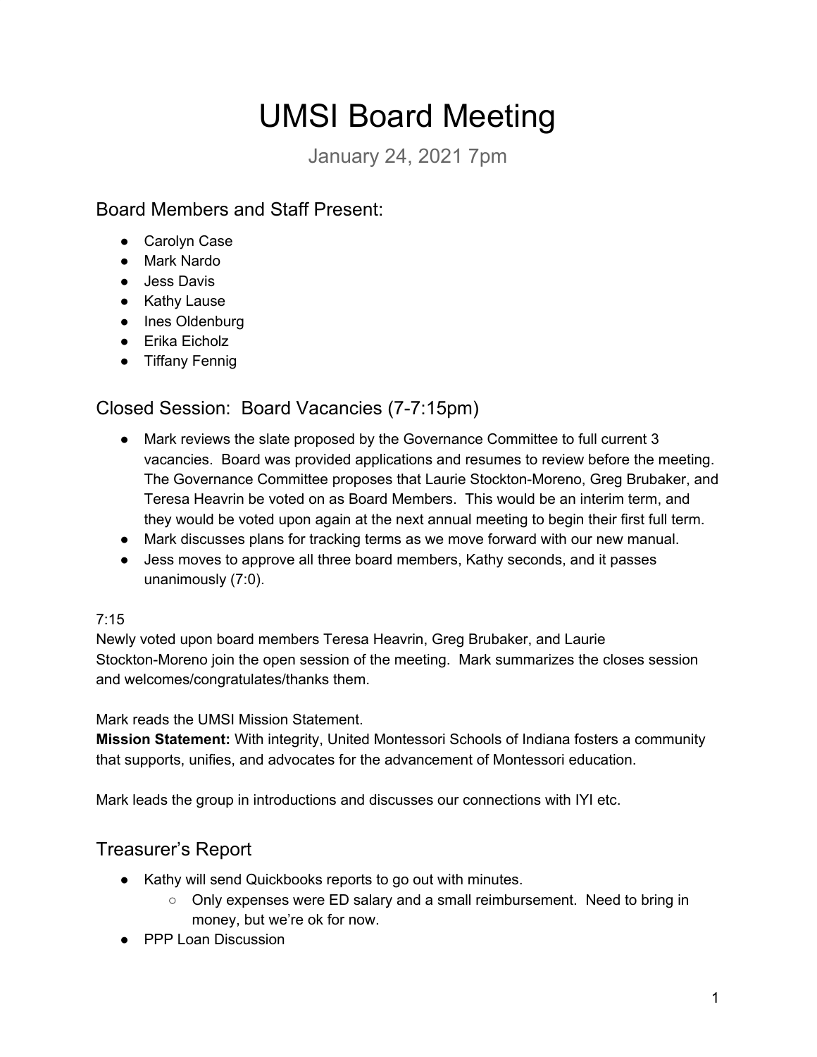# UMSI Board Meeting

January 24, 2021 7pm

## Board Members and Staff Present:

- Carolyn Case
- Mark Nardo
- Jess Davis
- Kathy Lause
- Ines Oldenburg
- Erika Eicholz
- Tiffany Fennig

## Closed Session: Board Vacancies (7-7:15pm)

- Mark reviews the slate proposed by the Governance Committee to full current 3 vacancies. Board was provided applications and resumes to review before the meeting. The Governance Committee proposes that Laurie Stockton-Moreno, Greg Brubaker, and Teresa Heavrin be voted on as Board Members. This would be an interim term, and they would be voted upon again at the next annual meeting to begin their first full term.
- Mark discusses plans for tracking terms as we move forward with our new manual.
- Jess moves to approve all three board members, Kathy seconds, and it passes unanimously (7:0).

7:15

Newly voted upon board members Teresa Heavrin, Greg Brubaker, and Laurie Stockton-Moreno join the open session of the meeting. Mark summarizes the closes session and welcomes/congratulates/thanks them.

Mark reads the UMSI Mission Statement.

**Mission Statement:** With integrity, United Montessori Schools of Indiana fosters a community that supports, unifies, and advocates for the advancement of Montessori education.

Mark leads the group in introductions and discusses our connections with IYI etc.

## Treasurer's Report

- Kathy will send Quickbooks reports to go out with minutes.
  - Only expenses were ED salary and a small reimbursement. Need to bring in money, but we're ok for now.
- PPP Loan Discussion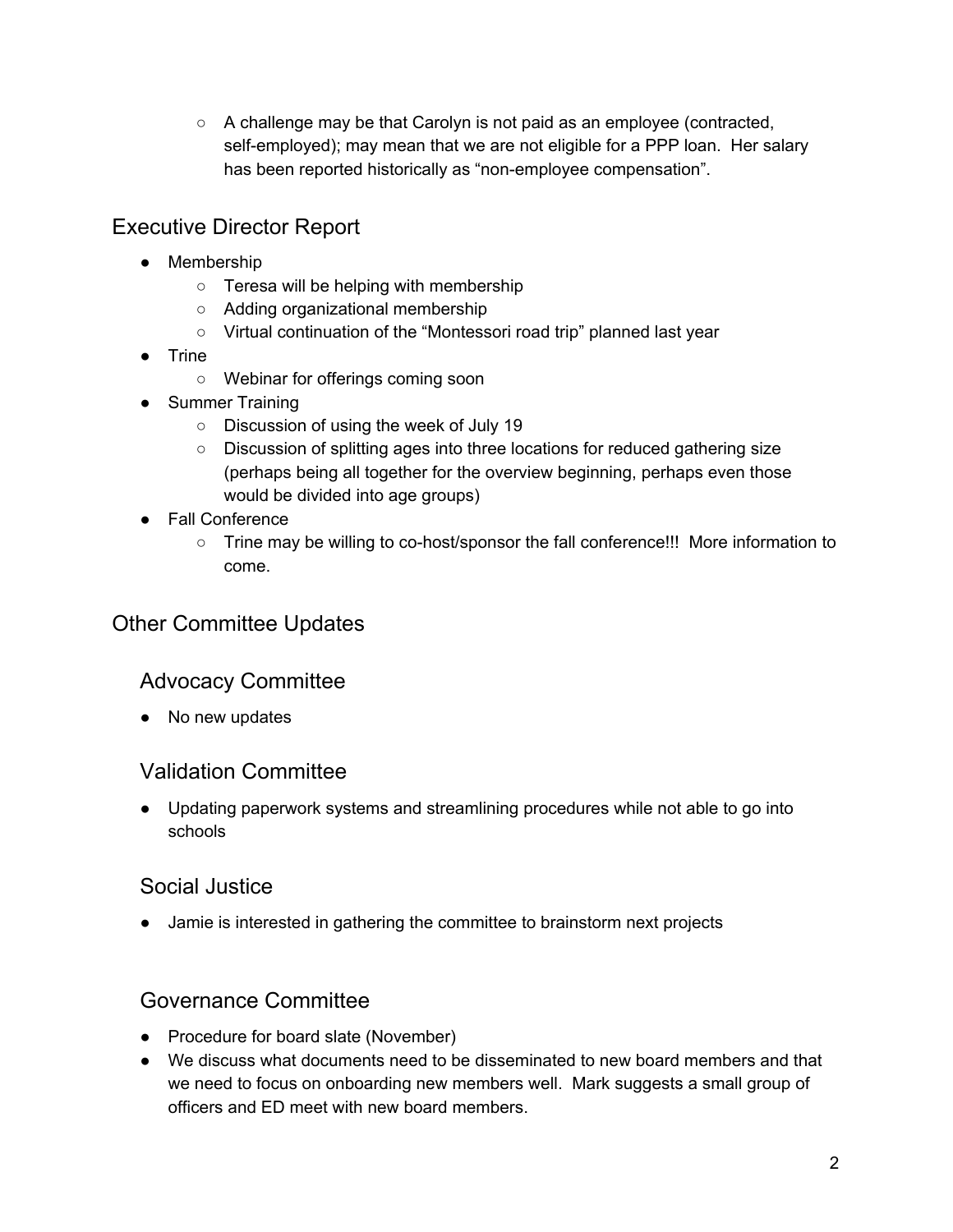- A challenge may be that Carolyn is not paid as an employee (contracted, self-employed); may mean that we are not eligible for a PPP loan. Her salary has been reported historically as "non-employee compensation".

## Executive Director Report

- Membership
    - Teresa will be helping with membership
    - Adding organizational membership
    - Virtual continuation of the "Montessori road trip" planned last year
- Trine
    - Webinar for offerings coming soon
- Summer Training
    - Discussion of using the week of July 19
    - Discussion of splitting ages into three locations for reduced gathering size (perhaps being all together for the overview beginning, perhaps even those would be divided into age groups)
- Fall Conference
    - Trine may be willing to co-host/sponsor the fall conference!!! More information to come.

## Other Committee Updates

### Advocacy Committee

- No new updates

### Validation Committee

- Updating paperwork systems and streamlining procedures while not able to go into schools

### Social Justice

- Jamie is interested in gathering the committee to brainstorm next projects

### Governance Committee

- Procedure for board slate (November)
- We discuss what documents need to be disseminated to new board members and that we need to focus on onboarding new members well. Mark suggests a small group of officers and ED meet with new board members.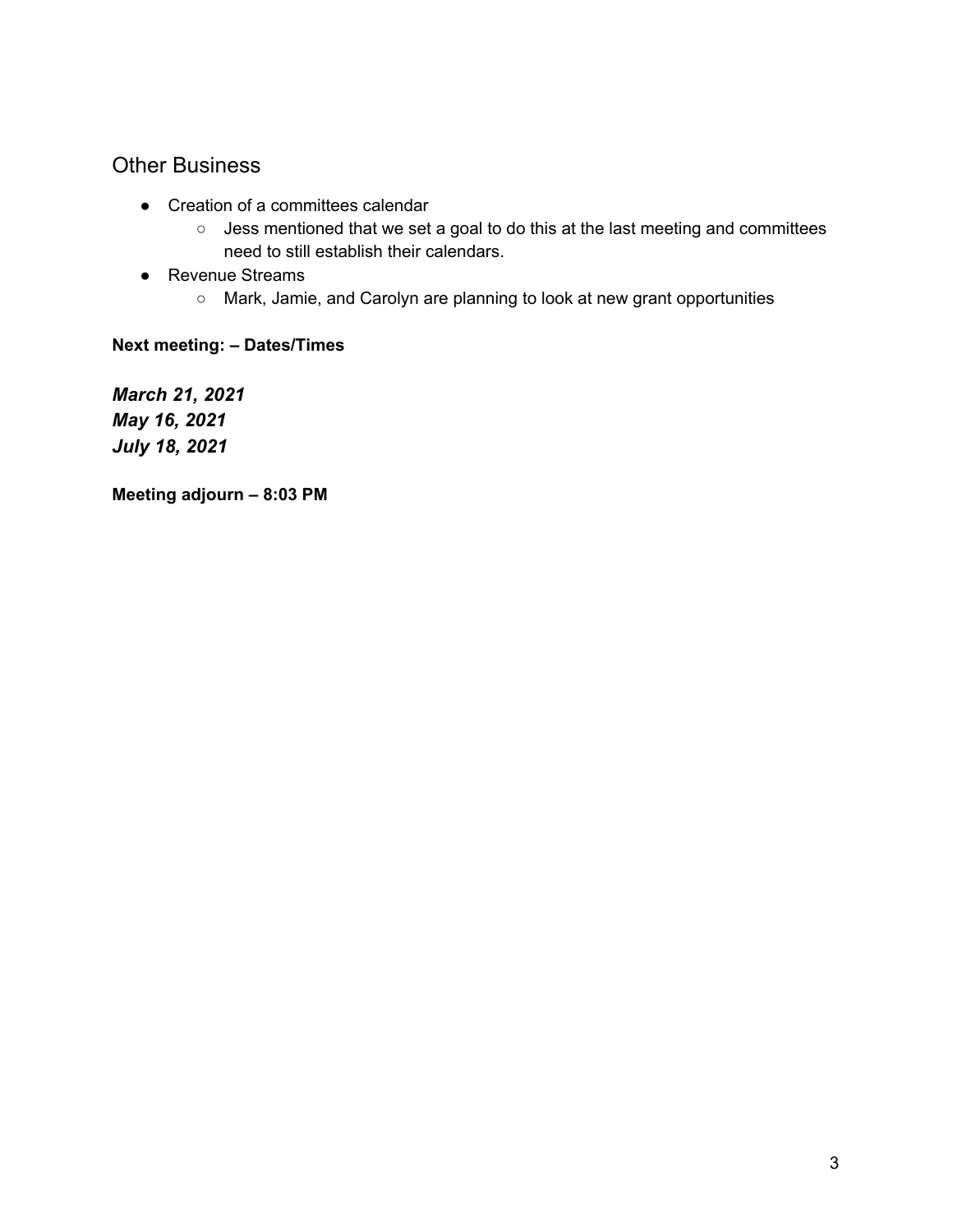## Other Business

- Creation of a committees calendar
  - Jess mentioned that we set a goal to do this at the last meeting and committees need to still establish their calendars.
- Revenue Streams
  - Mark, Jamie, and Carolyn are planning to look at new grant opportunities

**Next meeting: – Dates/Times**

***March 21, 2021***
***May 16, 2021***
***July 18, 2021***

**Meeting adjourn – 8:03 PM**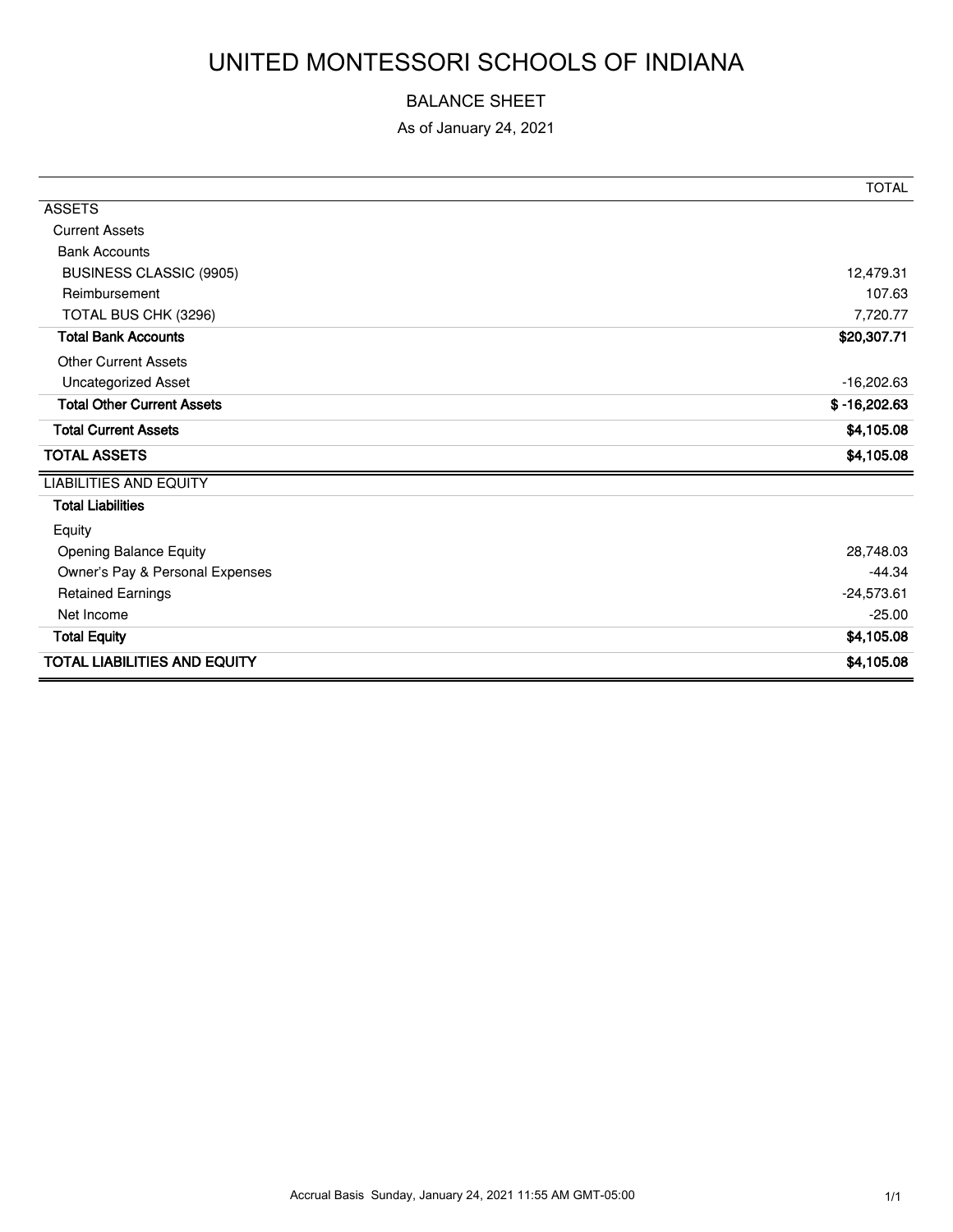# UNITED MONTESSORI SCHOOLS OF INDIANA

## BALANCE SHEET

As of January 24, 2021

| | TOTAL |
|---|---|
| ASSETS | |
| Current Assets | |
| Bank Accounts | |
| BUSINESS CLASSIC (9905) | 12,479.31 |
| Reimbursement | 107.63 |
| TOTAL BUS CHK (3296) | 7,720.77 |
| **Total Bank Accounts** | **$20,307.71** |
| Other Current Assets | |
| Uncategorized Asset | -16,202.63 |
| **Total Other Current Assets** | **$ -16,202.63** |
| **Total Current Assets** | **$4,105.08** |
| **TOTAL ASSETS** | **$4,105.08** |
| LIABILITIES AND EQUITY | |
| **Total Liabilities** | |
| Equity | |
| Opening Balance Equity | 28,748.03 |
| Owner's Pay & Personal Expenses | -44.34 |
| Retained Earnings | -24,573.61 |
| Net Income | -25.00 |
| **Total Equity** | **$4,105.08** |
| **TOTAL LIABILITIES AND EQUITY** | **$4,105.08** |

Accrual Basis Sunday, January 24, 2021 11:55 AM GMT-05:00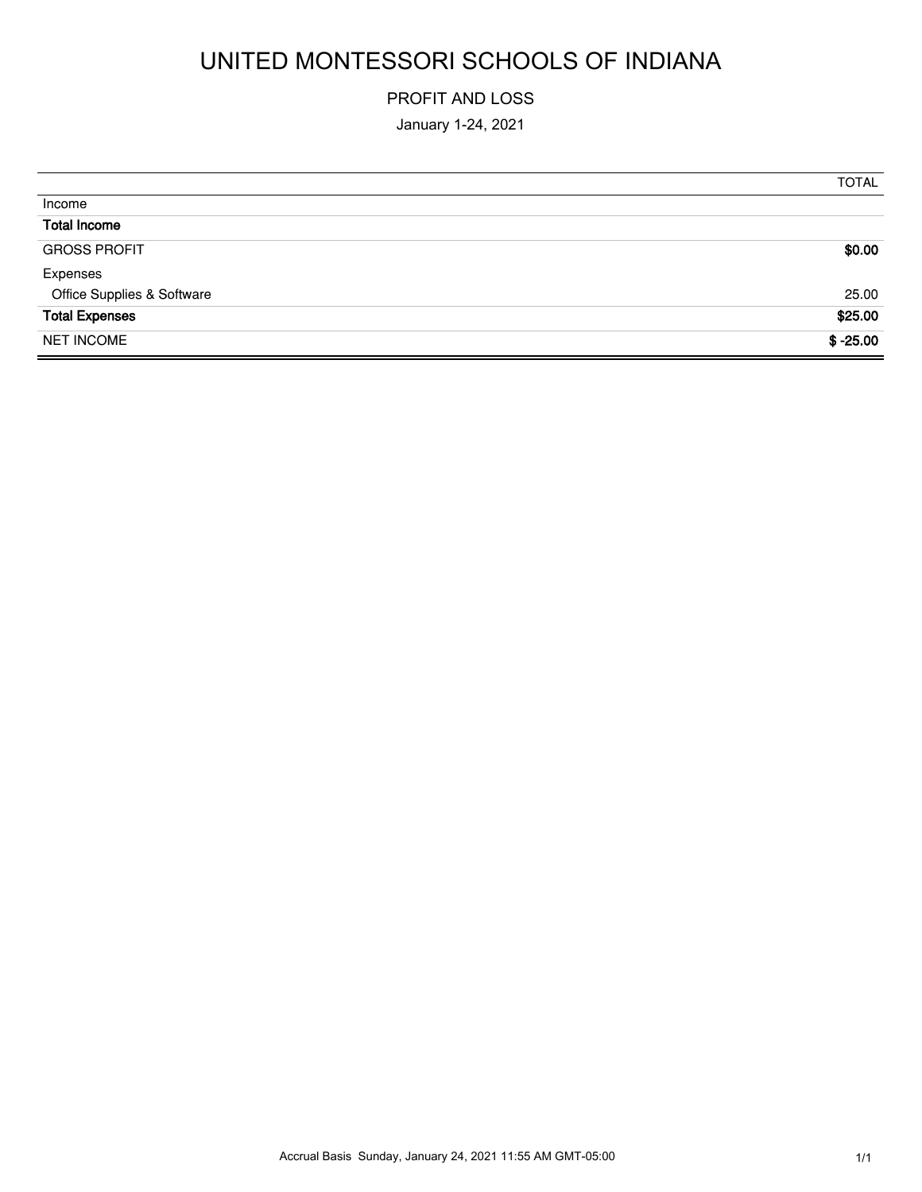# UNITED MONTESSORI SCHOOLS OF INDIANA

## PROFIT AND LOSS

January 1-24, 2021

| | TOTAL |
|---|---|
| Income | |
| **Total Income** | |
| GROSS PROFIT | **$0.00** |
| Expenses | |
| Office Supplies & Software | 25.00 |
| **Total Expenses** | **$25.00** |
| NET INCOME | **$ -25.00** |

Accrual Basis Sunday, January 24, 2021 11:55 AM GMT-05:00